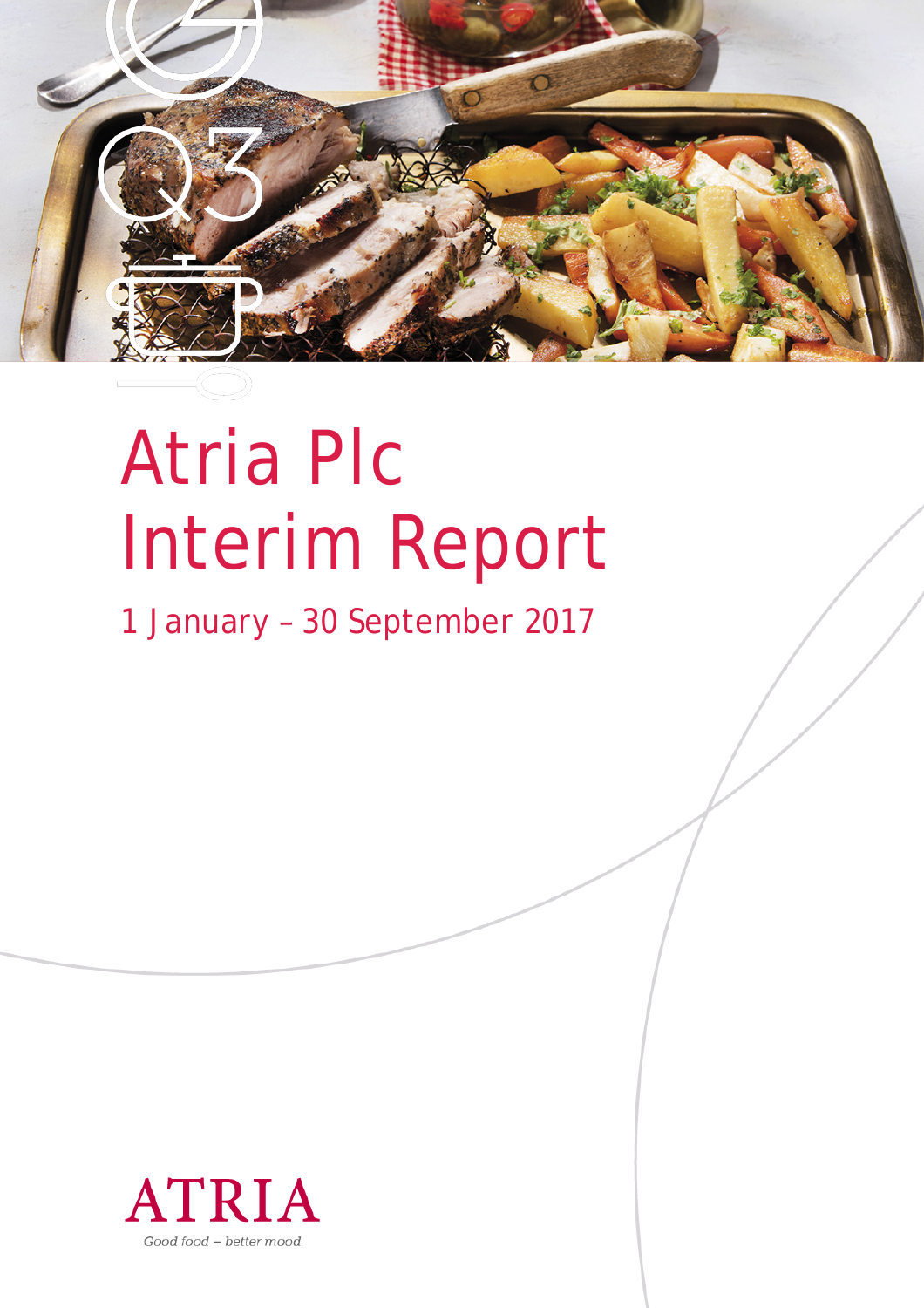# Atria Plc Interim Report

1 January – 30 September 2017

ATRIA

*Good food – better mood.*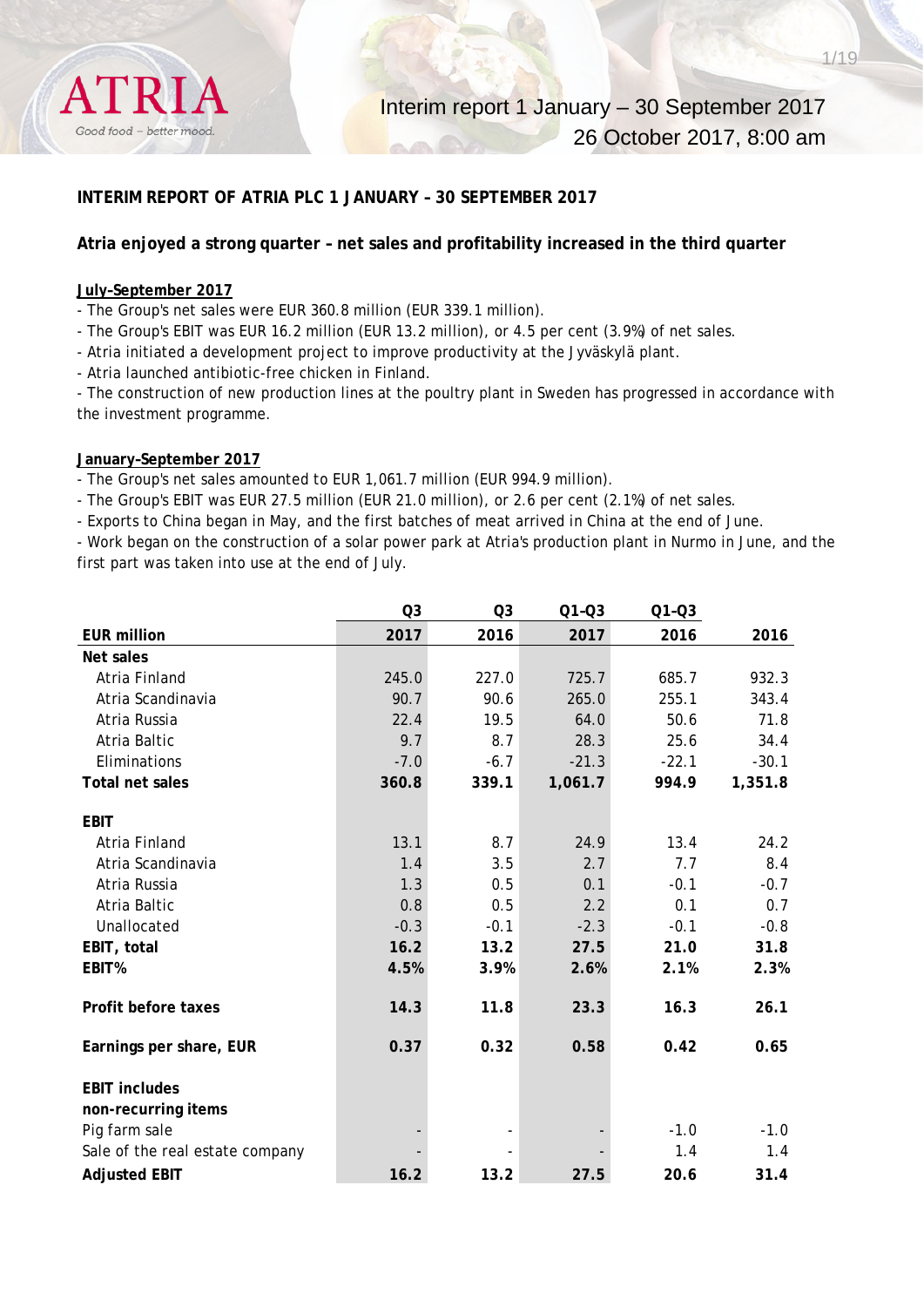**INTERIM REPORT OF ATRIA PLC 1 JANUARY – 30 SEPTEMBER 2017**

**Atria enjoyed a strong quarter – net sales and profitability increased in the third quarter**

**July-September 2017**

- The Group's net sales were EUR 360.8 million (EUR 339.1 million).
- The Group's EBIT was EUR 16.2 million (EUR 13.2 million), or 4.5 per cent (3.9%) of net sales.
- Atria initiated a development project to improve productivity at the Jyväskylä plant.
- Atria launched antibiotic-free chicken in Finland.
- The construction of new production lines at the poultry plant in Sweden has progressed in accordance with the investment programme.

**January-September 2017**

- The Group's net sales amounted to EUR 1,061.7 million (EUR 994.9 million).
- The Group's EBIT was EUR 27.5 million (EUR 21.0 million), or 2.6 per cent (2.1%) of net sales.
- Exports to China began in May, and the first batches of meat arrived in China at the end of June.
- Work began on the construction of a solar power park at Atria's production plant in Nurmo in June, and the first part was taken into use at the end of July.

| EUR million | Q3 2017 | Q3 2016 | Q1-Q3 2017 | Q1-Q3 2016 | 2016 |
|---|---|---|---|---|---|
| **Net sales** | | | | | |
| Atria Finland | 245.0 | 227.0 | 725.7 | 685.7 | 932.3 |
| Atria Scandinavia | 90.7 | 90.6 | 265.0 | 255.1 | 343.4 |
| Atria Russia | 22.4 | 19.5 | 64.0 | 50.6 | 71.8 |
| Atria Baltic | 9.7 | 8.7 | 28.3 | 25.6 | 34.4 |
| Eliminations | -7.0 | -6.7 | -21.3 | -22.1 | -30.1 |
| **Total net sales** | **360.8** | **339.1** | **1,061.7** | **994.9** | **1,351.8** |
| | | | | | |
| **EBIT** | | | | | |
| Atria Finland | 13.1 | 8.7 | 24.9 | 13.4 | 24.2 |
| Atria Scandinavia | 1.4 | 3.5 | 2.7 | 7.7 | 8.4 |
| Atria Russia | 1.3 | 0.5 | 0.1 | -0.1 | -0.7 |
| Atria Baltic | 0.8 | 0.5 | 2.2 | 0.1 | 0.7 |
| Unallocated | -0.3 | -0.1 | -2.3 | -0.1 | -0.8 |
| **EBIT, total** | **16.2** | **13.2** | **27.5** | **21.0** | **31.8** |
| **EBIT%** | **4.5%** | **3.9%** | **2.6%** | **2.1%** | **2.3%** |
| | | | | | |
| **Profit before taxes** | **14.3** | **11.8** | **23.3** | **16.3** | **26.1** |
| | | | | | |
| **Earnings per share, EUR** | **0.37** | **0.32** | **0.58** | **0.42** | **0.65** |
| | | | | | |
| **EBIT includes non-recurring items** | | | | | |
| Pig farm sale | - | - | - | -1.0 | -1.0 |
| Sale of the real estate company | - | - | - | 1.4 | 1.4 |
| **Adjusted EBIT** | **16.2** | **13.2** | **27.5** | **20.6** | **31.4** |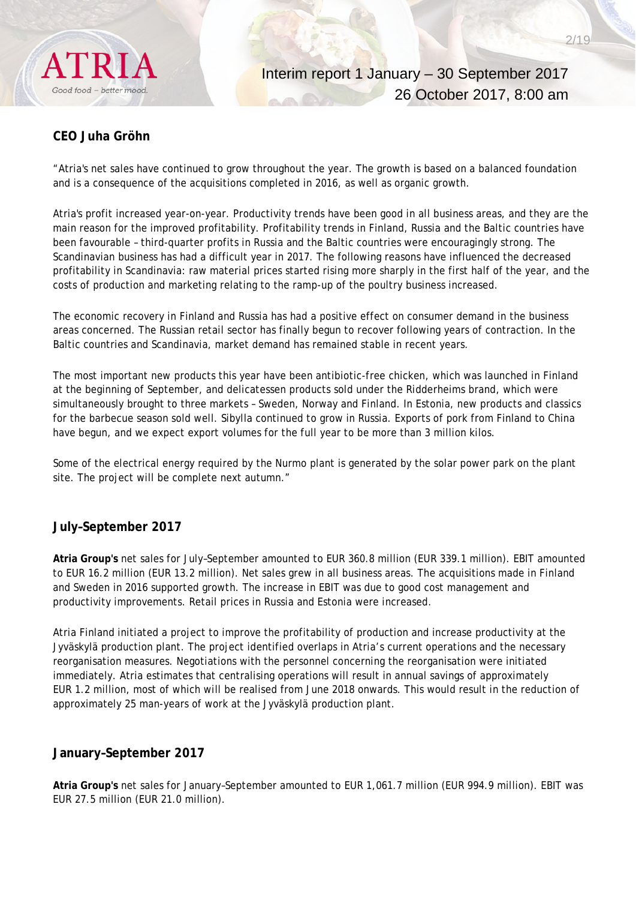**CEO Juha Gröhn**

"Atria's net sales have continued to grow throughout the year. The growth is based on a balanced foundation and is a consequence of the acquisitions completed in 2016, as well as organic growth.

Atria's profit increased year-on-year. Productivity trends have been good in all business areas, and they are the main reason for the improved profitability. Profitability trends in Finland, Russia and the Baltic countries have been favourable – third-quarter profits in Russia and the Baltic countries were encouragingly strong. The Scandinavian business has had a difficult year in 2017. The following reasons have influenced the decreased profitability in Scandinavia: raw material prices started rising more sharply in the first half of the year, and the costs of production and marketing relating to the ramp-up of the poultry business increased.

The economic recovery in Finland and Russia has had a positive effect on consumer demand in the business areas concerned. The Russian retail sector has finally begun to recover following years of contraction. In the Baltic countries and Scandinavia, market demand has remained stable in recent years.

The most important new products this year have been antibiotic-free chicken, which was launched in Finland at the beginning of September, and delicatessen products sold under the Ridderheims brand, which were simultaneously brought to three markets – Sweden, Norway and Finland. In Estonia, new products and classics for the barbecue season sold well. Sibylla continued to grow in Russia. Exports of pork from Finland to China have begun, and we expect export volumes for the full year to be more than 3 million kilos.

Some of the electrical energy required by the Nurmo plant is generated by the solar power park on the plant site. The project will be complete next autumn."

## July–September 2017

**Atria Group's** net sales for July–September amounted to EUR 360.8 million (EUR 339.1 million). EBIT amounted to EUR 16.2 million (EUR 13.2 million). Net sales grew in all business areas. The acquisitions made in Finland and Sweden in 2016 supported growth. The increase in EBIT was due to good cost management and productivity improvements. Retail prices in Russia and Estonia were increased.

Atria Finland initiated a project to improve the profitability of production and increase productivity at the Jyväskylä production plant. The project identified overlaps in Atria's current operations and the necessary reorganisation measures. Negotiations with the personnel concerning the reorganisation were initiated immediately. Atria estimates that centralising operations will result in annual savings of approximately EUR 1.2 million, most of which will be realised from June 2018 onwards. This would result in the reduction of approximately 25 man-years of work at the Jyväskylä production plant.

## January–September 2017

**Atria Group's** net sales for January–September amounted to EUR 1,061.7 million (EUR 994.9 million). EBIT was EUR 27.5 million (EUR 21.0 million).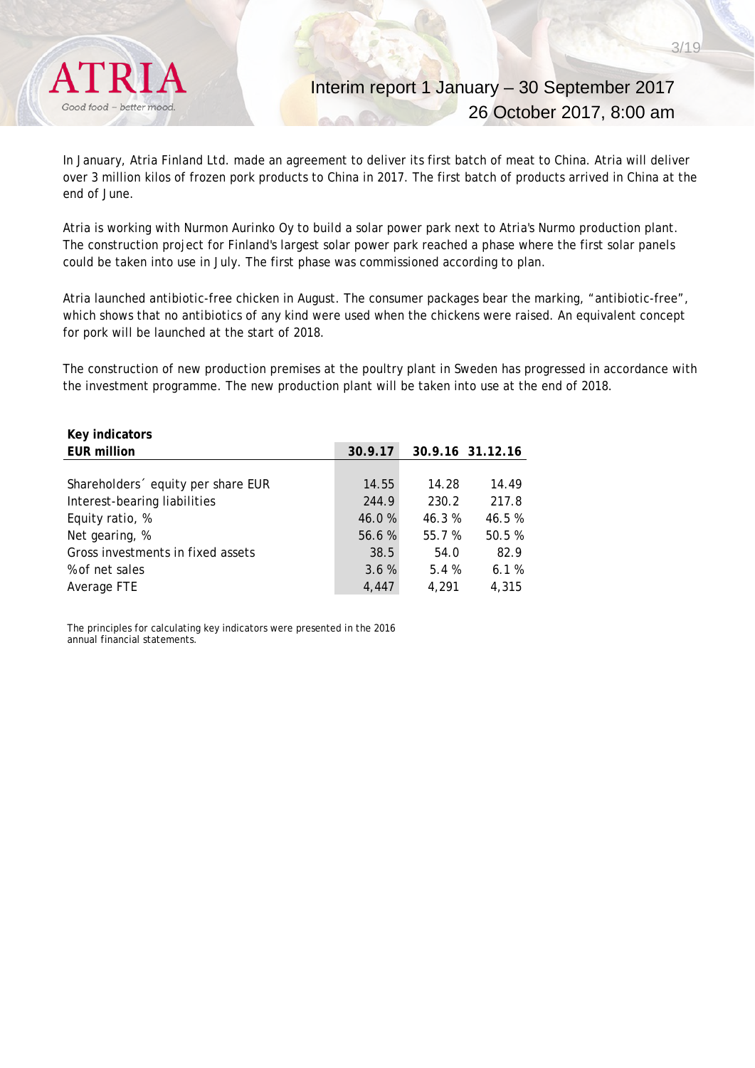In January, Atria Finland Ltd. made an agreement to deliver its first batch of meat to China. Atria will deliver over 3 million kilos of frozen pork products to China in 2017. The first batch of products arrived in China at the end of June.

Atria is working with Nurmon Aurinko Oy to build a solar power park next to Atria's Nurmo production plant. The construction project for Finland's largest solar power park reached a phase where the first solar panels could be taken into use in July. The first phase was commissioned according to plan.

Atria launched antibiotic-free chicken in August. The consumer packages bear the marking, "antibiotic-free", which shows that no antibiotics of any kind were used when the chickens were raised. An equivalent concept for pork will be launched at the start of 2018.

The construction of new production premises at the poultry plant in Sweden has progressed in accordance with the investment programme. The new production plant will be taken into use at the end of 2018.

**Key indicators**

| **EUR million** | **30.9.17** | **30.9.16** | **31.12.16** |
|---|---|---|---|
| Shareholders´ equity per share EUR | 14.55 | 14.28 | 14.49 |
| Interest-bearing liabilities | 244.9 | 230.2 | 217.8 |
| Equity ratio, % | 46.0 % | 46.3 % | 46.5 % |
| Net gearing, % | 56.6 % | 55.7 % | 50.5 % |
| Gross investments in fixed assets | 38.5 | 54.0 | 82.9 |
| % of net sales | 3.6 % | 5.4 % | 6.1 % |
| Average FTE | 4,447 | 4,291 | 4,315 |

The principles for calculating key indicators were presented in the 2016 annual financial statements.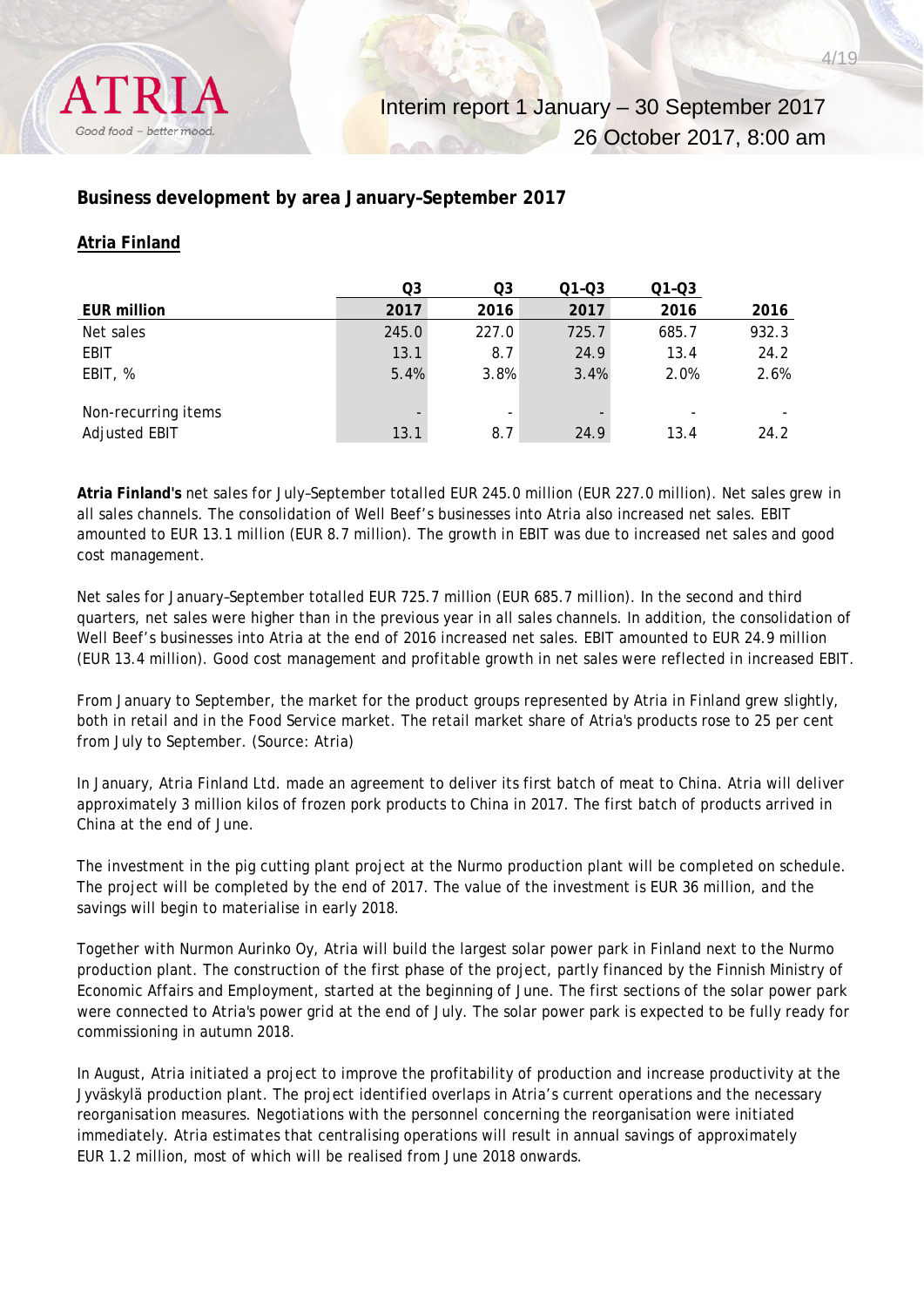## Business development by area January–September 2017

### Atria Finland

| EUR million | Q3 2017 | Q3 2016 | Q1-Q3 2017 | Q1-Q3 2016 | 2016 |
|---|---|---|---|---|---|
| Net sales | 245.0 | 227.0 | 725.7 | 685.7 | 932.3 |
| EBIT | 13.1 | 8.7 | 24.9 | 13.4 | 24.2 |
| EBIT, % | 5.4% | 3.8% | 3.4% | 2.0% | 2.6% |
| | | | | | |
| Non-recurring items | - | - | - | - | - |
| Adjusted EBIT | 13.1 | 8.7 | 24.9 | 13.4 | 24.2 |

**Atria Finland's** net sales for July–September totalled EUR 245.0 million (EUR 227.0 million). Net sales grew in all sales channels. The consolidation of Well Beef's businesses into Atria also increased net sales. EBIT amounted to EUR 13.1 million (EUR 8.7 million). The growth in EBIT was due to increased net sales and good cost management.

Net sales for January–September totalled EUR 725.7 million (EUR 685.7 million). In the second and third quarters, net sales were higher than in the previous year in all sales channels. In addition, the consolidation of Well Beef's businesses into Atria at the end of 2016 increased net sales. EBIT amounted to EUR 24.9 million (EUR 13.4 million). Good cost management and profitable growth in net sales were reflected in increased EBIT.

From January to September, the market for the product groups represented by Atria in Finland grew slightly, both in retail and in the Food Service market. The retail market share of Atria's products rose to 25 per cent from July to September. (Source: Atria)

In January, Atria Finland Ltd. made an agreement to deliver its first batch of meat to China. Atria will deliver approximately 3 million kilos of frozen pork products to China in 2017. The first batch of products arrived in China at the end of June.

The investment in the pig cutting plant project at the Nurmo production plant will be completed on schedule. The project will be completed by the end of 2017. The value of the investment is EUR 36 million, and the savings will begin to materialise in early 2018.

Together with Nurmon Aurinko Oy, Atria will build the largest solar power park in Finland next to the Nurmo production plant. The construction of the first phase of the project, partly financed by the Finnish Ministry of Economic Affairs and Employment, started at the beginning of June. The first sections of the solar power park were connected to Atria's power grid at the end of July. The solar power park is expected to be fully ready for commissioning in autumn 2018.

In August, Atria initiated a project to improve the profitability of production and increase productivity at the Jyväskylä production plant. The project identified overlaps in Atria's current operations and the necessary reorganisation measures. Negotiations with the personnel concerning the reorganisation were initiated immediately. Atria estimates that centralising operations will result in annual savings of approximately EUR 1.2 million, most of which will be realised from June 2018 onwards.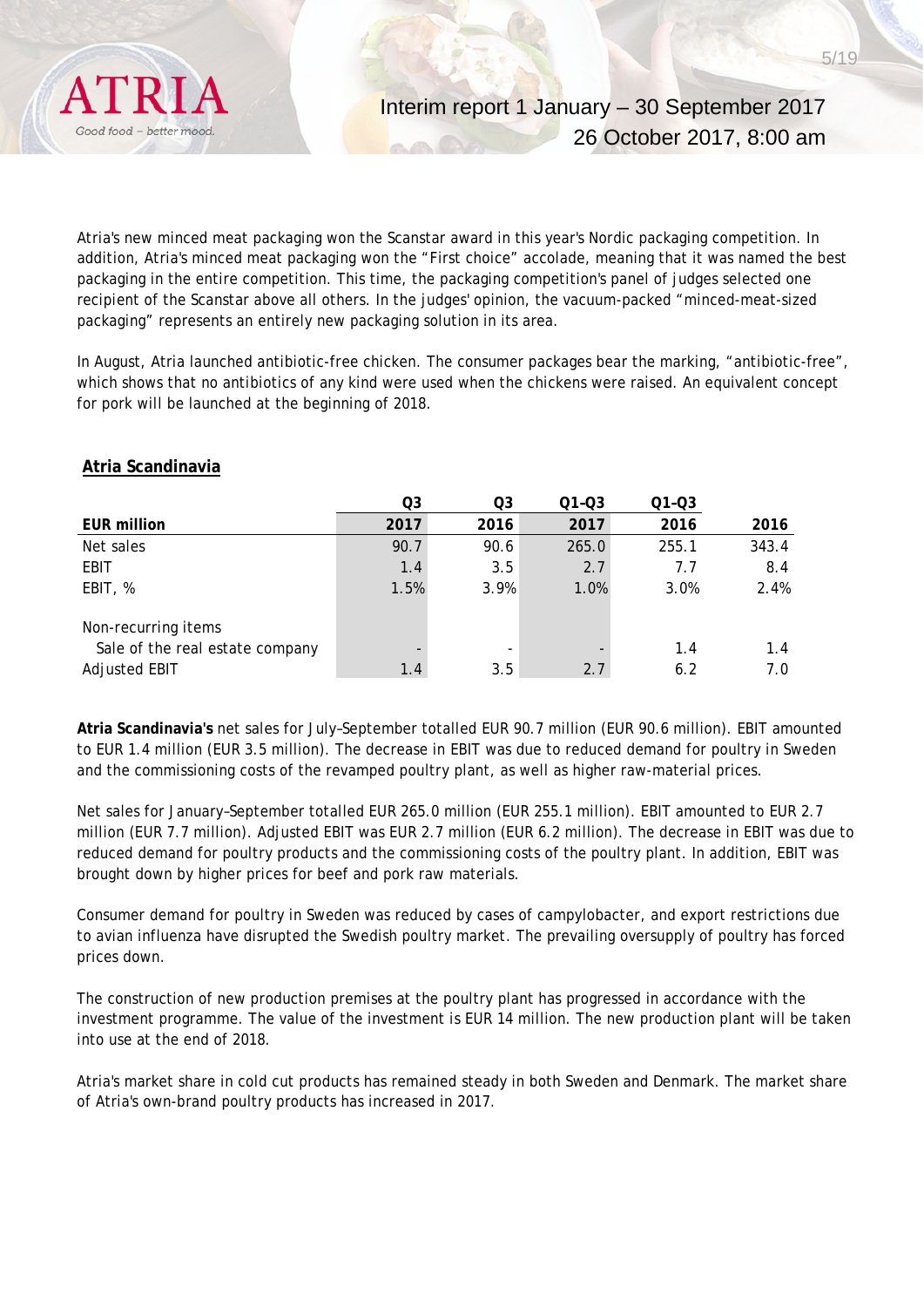Atria's new minced meat packaging won the Scanstar award in this year's Nordic packaging competition. In addition, Atria's minced meat packaging won the "First choice" accolade, meaning that it was named the best packaging in the entire competition. This time, the packaging competition's panel of judges selected one recipient of the Scanstar above all others. In the judges' opinion, the vacuum-packed "minced-meat-sized packaging" represents an entirely new packaging solution in its area.

In August, Atria launched antibiotic-free chicken. The consumer packages bear the marking, "antibiotic-free", which shows that no antibiotics of any kind were used when the chickens were raised. An equivalent concept for pork will be launched at the beginning of 2018.

## Atria Scandinavia

| EUR million | Q3 2017 | Q3 2016 | Q1-Q3 2017 | Q1-Q3 2016 | 2016 |
|---|---|---|---|---|---|
| Net sales | 90.7 | 90.6 | 265.0 | 255.1 | 343.4 |
| EBIT | 1.4 | 3.5 | 2.7 | 7.7 | 8.4 |
| EBIT, % | 1.5% | 3.9% | 1.0% | 3.0% | 2.4% |
| | | | | | |
| Non-recurring items | | | | | |
| Sale of the real estate company | - | - | - | 1.4 | 1.4 |
| Adjusted EBIT | 1.4 | 3.5 | 2.7 | 6.2 | 7.0 |

**Atria Scandinavia's** net sales for July–September totalled EUR 90.7 million (EUR 90.6 million). EBIT amounted to EUR 1.4 million (EUR 3.5 million). The decrease in EBIT was due to reduced demand for poultry in Sweden and the commissioning costs of the revamped poultry plant, as well as higher raw-material prices.

Net sales for January–September totalled EUR 265.0 million (EUR 255.1 million). EBIT amounted to EUR 2.7 million (EUR 7.7 million). Adjusted EBIT was EUR 2.7 million (EUR 6.2 million). The decrease in EBIT was due to reduced demand for poultry products and the commissioning costs of the poultry plant. In addition, EBIT was brought down by higher prices for beef and pork raw materials.

Consumer demand for poultry in Sweden was reduced by cases of campylobacter, and export restrictions due to avian influenza have disrupted the Swedish poultry market. The prevailing oversupply of poultry has forced prices down.

The construction of new production premises at the poultry plant has progressed in accordance with the investment programme. The value of the investment is EUR 14 million. The new production plant will be taken into use at the end of 2018.

Atria's market share in cold cut products has remained steady in both Sweden and Denmark. The market share of Atria's own-brand poultry products has increased in 2017.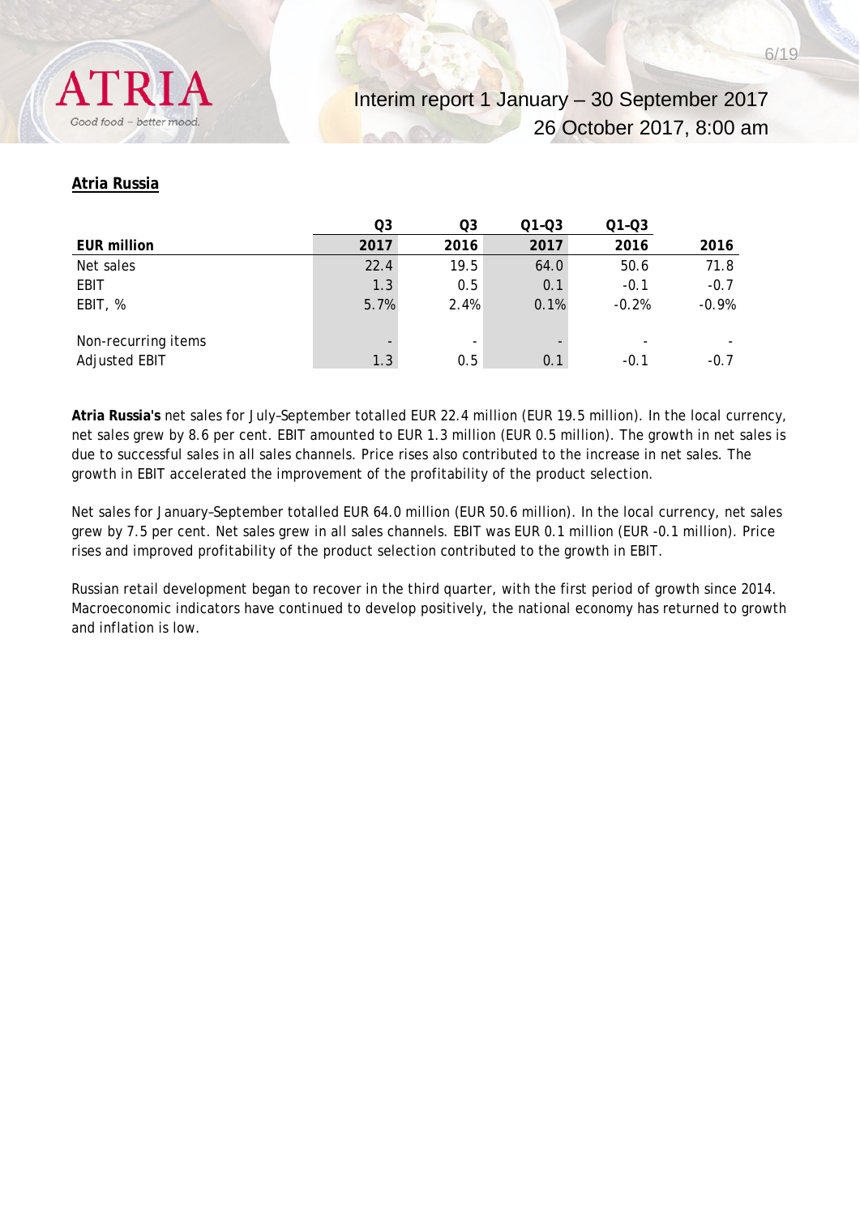## Atria Russia

| EUR million | Q3 2017 | Q3 2016 | Q1-Q3 2017 | Q1-Q3 2016 | 2016 |
|---|---|---|---|---|---|
| Net sales | 22.4 | 19.5 | 64.0 | 50.6 | 71.8 |
| EBIT | 1.3 | 0.5 | 0.1 | -0.1 | -0.7 |
| EBIT, % | 5.7% | 2.4% | 0.1% | -0.2% | -0.9% |
| | | | | | |
| Non-recurring items | - | - | - | - | - |
| Adjusted EBIT | 1.3 | 0.5 | 0.1 | -0.1 | -0.7 |

**Atria Russia's** net sales for July–September totalled EUR 22.4 million (EUR 19.5 million). In the local currency, net sales grew by 8.6 per cent. EBIT amounted to EUR 1.3 million (EUR 0.5 million). The growth in net sales is due to successful sales in all sales channels. Price rises also contributed to the increase in net sales. The growth in EBIT accelerated the improvement of the profitability of the product selection.

Net sales for January–September totalled EUR 64.0 million (EUR 50.6 million). In the local currency, net sales grew by 7.5 per cent. Net sales grew in all sales channels. EBIT was EUR 0.1 million (EUR -0.1 million). Price rises and improved profitability of the product selection contributed to the growth in EBIT.

Russian retail development began to recover in the third quarter, with the first period of growth since 2014. Macroeconomic indicators have continued to develop positively, the national economy has returned to growth and inflation is low.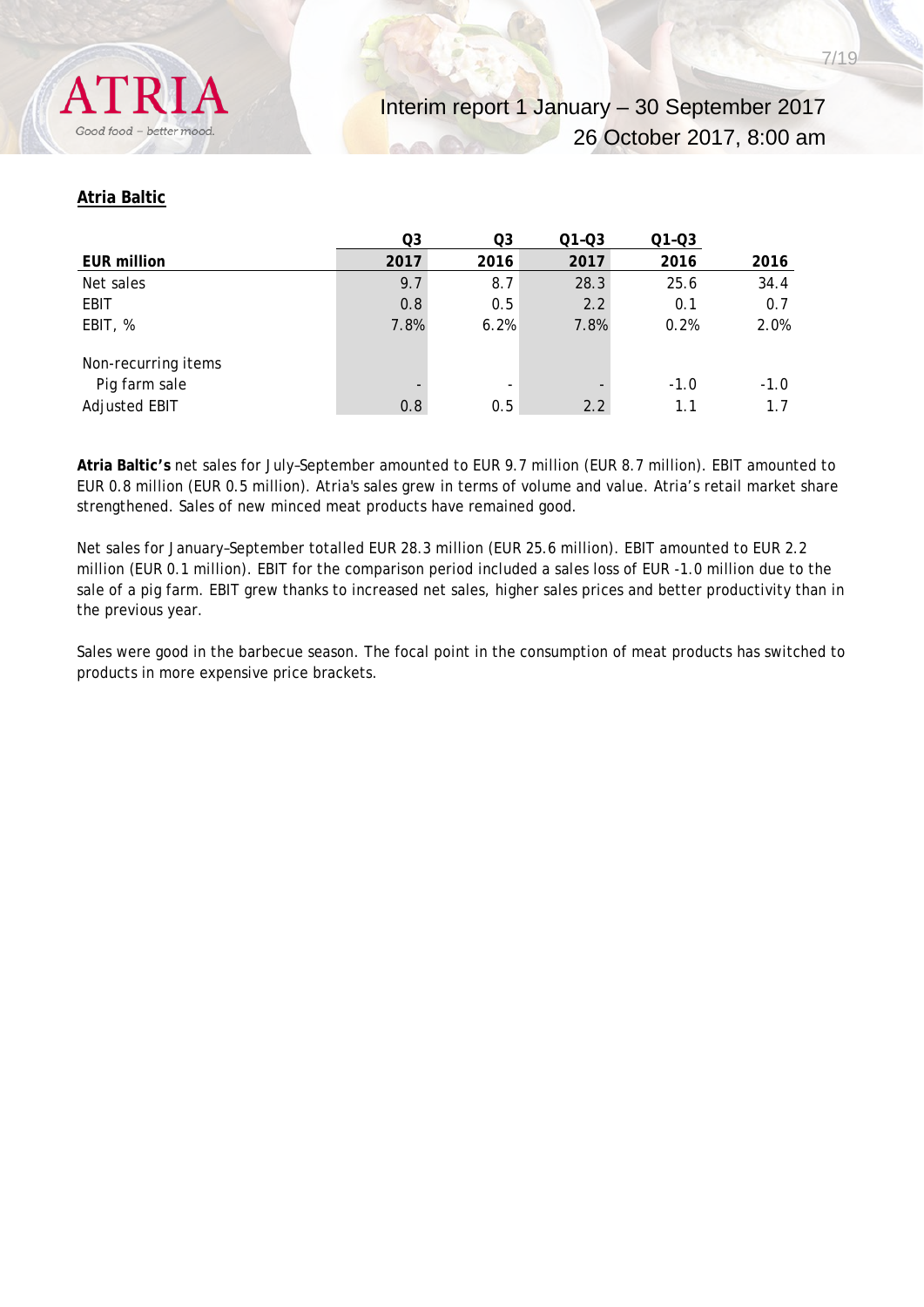### Atria Baltic

| EUR million | Q3 2017 | Q3 2016 | Q1-Q3 2017 | Q1-Q3 2016 | 2016 |
|---|---|---|---|---|---|
| Net sales | 9.7 | 8.7 | 28.3 | 25.6 | 34.4 |
| EBIT | 0.8 | 0.5 | 2.2 | 0.1 | 0.7 |
| EBIT, % | 7.8% | 6.2% | 7.8% | 0.2% | 2.0% |
| | | | | | |
| Non-recurring items | | | | | |
| Pig farm sale | - | - | - | -1.0 | -1.0 |
| Adjusted EBIT | 0.8 | 0.5 | 2.2 | 1.1 | 1.7 |

**Atria Baltic's** net sales for July–September amounted to EUR 9.7 million (EUR 8.7 million). EBIT amounted to EUR 0.8 million (EUR 0.5 million). Atria's sales grew in terms of volume and value. Atria's retail market share strengthened. Sales of new minced meat products have remained good.

Net sales for January–September totalled EUR 28.3 million (EUR 25.6 million). EBIT amounted to EUR 2.2 million (EUR 0.1 million). EBIT for the comparison period included a sales loss of EUR -1.0 million due to the sale of a pig farm. EBIT grew thanks to increased net sales, higher sales prices and better productivity than in the previous year.

Sales were good in the barbecue season. The focal point in the consumption of meat products has switched to products in more expensive price brackets.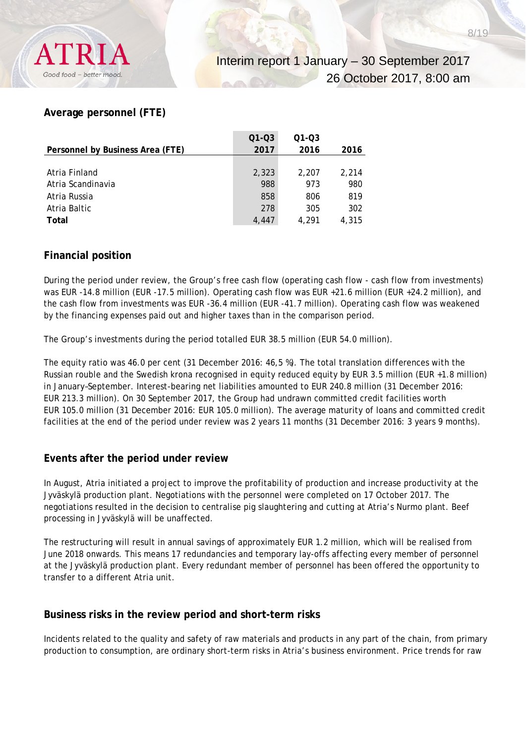## Average personnel (FTE)

| Personnel by Business Area (FTE) | Q1-Q3 2017 | Q1-Q3 2016 | 2016 |
|---|---|---|---|
| Atria Finland | 2,323 | 2,207 | 2,214 |
| Atria Scandinavia | 988 | 973 | 980 |
| Atria Russia | 858 | 806 | 819 |
| Atria Baltic | 278 | 305 | 302 |
| **Total** | 4,447 | 4,291 | 4,315 |

## Financial position

During the period under review, the Group's free cash flow (operating cash flow - cash flow from investments) was EUR -14.8 million (EUR -17.5 million). Operating cash flow was EUR +21.6 million (EUR +24.2 million), and the cash flow from investments was EUR -36.4 million (EUR -41.7 million). Operating cash flow was weakened by the financing expenses paid out and higher taxes than in the comparison period.

The Group's investments during the period totalled EUR 38.5 million (EUR 54.0 million).

The equity ratio was 46.0 per cent (31 December 2016: 46,5 %). The total translation differences with the Russian rouble and the Swedish krona recognised in equity reduced equity by EUR 3.5 million (EUR +1.8 million) in January–September. Interest-bearing net liabilities amounted to EUR 240.8 million (31 December 2016: EUR 213.3 million). On 30 September 2017, the Group had undrawn committed credit facilities worth EUR 105.0 million (31 December 2016: EUR 105.0 million). The average maturity of loans and committed credit facilities at the end of the period under review was 2 years 11 months (31 December 2016: 3 years 9 months).

## Events after the period under review

In August, Atria initiated a project to improve the profitability of production and increase productivity at the Jyväskylä production plant. Negotiations with the personnel were completed on 17 October 2017. The negotiations resulted in the decision to centralise pig slaughtering and cutting at Atria's Nurmo plant. Beef processing in Jyväskylä will be unaffected.

The restructuring will result in annual savings of approximately EUR 1.2 million, which will be realised from June 2018 onwards. This means 17 redundancies and temporary lay-offs affecting every member of personnel at the Jyväskylä production plant. Every redundant member of personnel has been offered the opportunity to transfer to a different Atria unit.

## Business risks in the review period and short-term risks

Incidents related to the quality and safety of raw materials and products in any part of the chain, from primary production to consumption, are ordinary short-term risks in Atria's business environment. Price trends for raw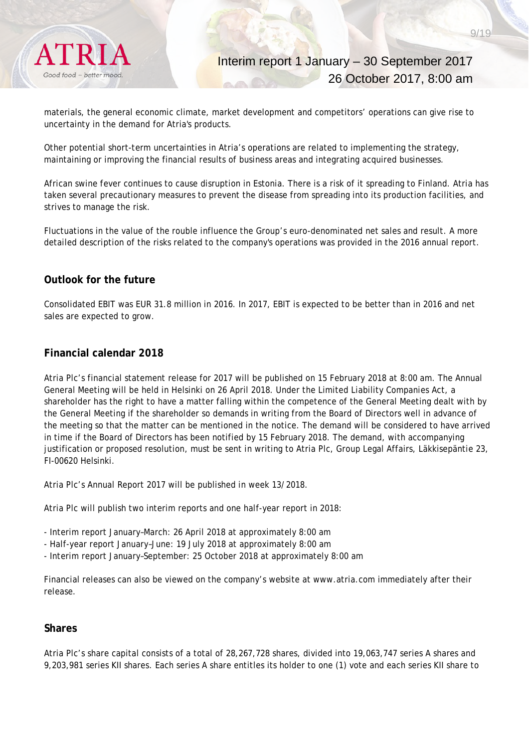materials, the general economic climate, market development and competitors' operations can give rise to uncertainty in the demand for Atria's products.

Other potential short-term uncertainties in Atria's operations are related to implementing the strategy, maintaining or improving the financial results of business areas and integrating acquired businesses.

African swine fever continues to cause disruption in Estonia. There is a risk of it spreading to Finland. Atria has taken several precautionary measures to prevent the disease from spreading into its production facilities, and strives to manage the risk.

Fluctuations in the value of the rouble influence the Group's euro-denominated net sales and result. A more detailed description of the risks related to the company's operations was provided in the 2016 annual report.

## Outlook for the future

Consolidated EBIT was EUR 31.8 million in 2016. In 2017, EBIT is expected to be better than in 2016 and net sales are expected to grow.

## Financial calendar 2018

Atria Plc's financial statement release for 2017 will be published on 15 February 2018 at 8:00 am. The Annual General Meeting will be held in Helsinki on 26 April 2018. Under the Limited Liability Companies Act, a shareholder has the right to have a matter falling within the competence of the General Meeting dealt with by the General Meeting if the shareholder so demands in writing from the Board of Directors well in advance of the meeting so that the matter can be mentioned in the notice. The demand will be considered to have arrived in time if the Board of Directors has been notified by 15 February 2018. The demand, with accompanying justification or proposed resolution, must be sent in writing to Atria Plc, Group Legal Affairs, Läkkisepäntie 23, FI-00620 Helsinki.

Atria Plc's Annual Report 2017 will be published in week 13/2018.

Atria Plc will publish two interim reports and one half-year report in 2018:

- Interim report January–March: 26 April 2018 at approximately 8:00 am
- Half-year report January–June: 19 July 2018 at approximately 8:00 am
- Interim report January–September: 25 October 2018 at approximately 8:00 am

Financial releases can also be viewed on the company's website at www.atria.com immediately after their release.

## Shares

Atria Plc's share capital consists of a total of 28,267,728 shares, divided into 19,063,747 series A shares and 9,203,981 series KII shares. Each series A share entitles its holder to one (1) vote and each series KII share to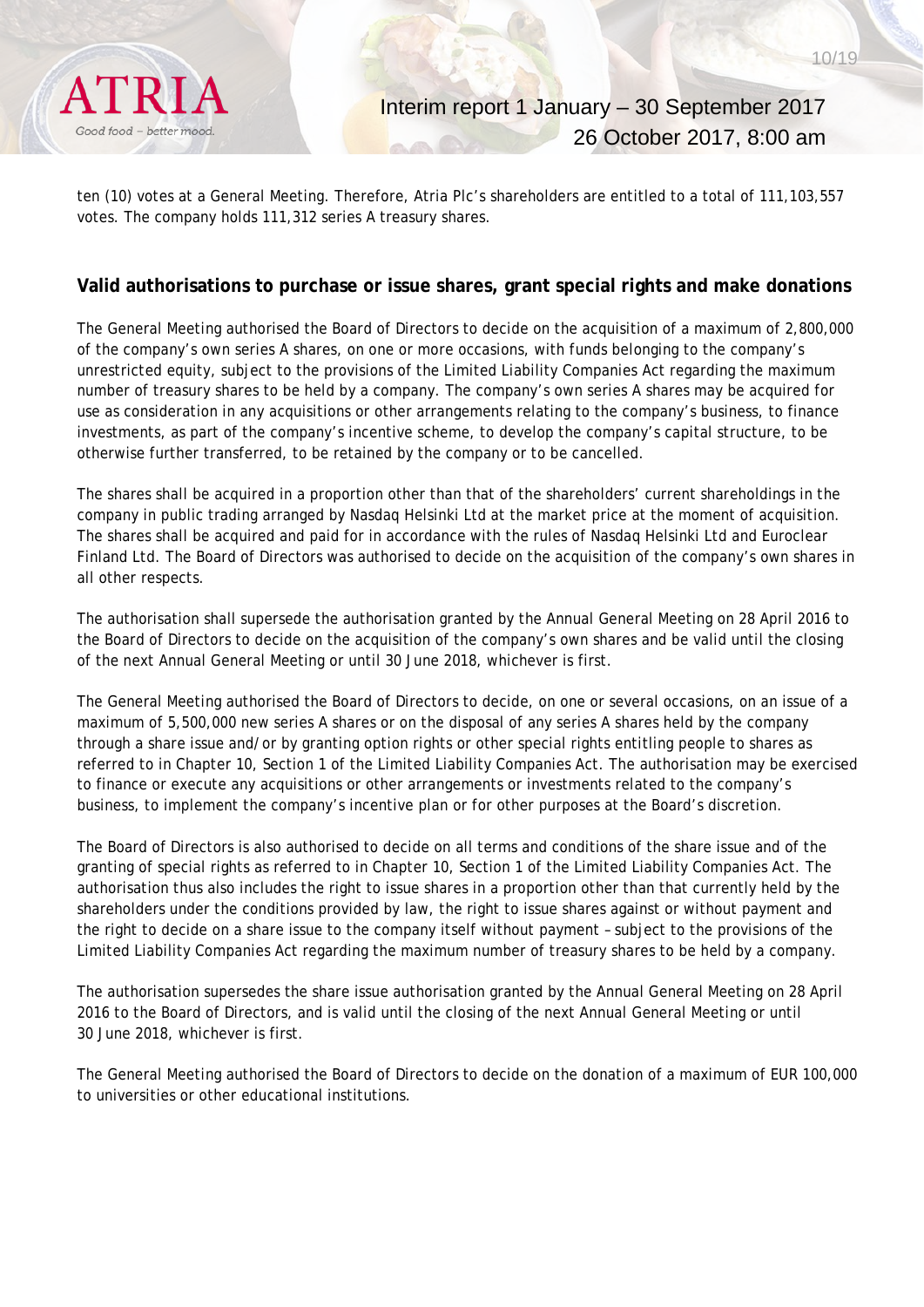ten (10) votes at a General Meeting. Therefore, Atria Plc's shareholders are entitled to a total of 111,103,557 votes. The company holds 111,312 series A treasury shares.

## Valid authorisations to purchase or issue shares, grant special rights and make donations

The General Meeting authorised the Board of Directors to decide on the acquisition of a maximum of 2,800,000 of the company's own series A shares, on one or more occasions, with funds belonging to the company's unrestricted equity, subject to the provisions of the Limited Liability Companies Act regarding the maximum number of treasury shares to be held by a company. The company's own series A shares may be acquired for use as consideration in any acquisitions or other arrangements relating to the company's business, to finance investments, as part of the company's incentive scheme, to develop the company's capital structure, to be otherwise further transferred, to be retained by the company or to be cancelled.

The shares shall be acquired in a proportion other than that of the shareholders' current shareholdings in the company in public trading arranged by Nasdaq Helsinki Ltd at the market price at the moment of acquisition. The shares shall be acquired and paid for in accordance with the rules of Nasdaq Helsinki Ltd and Euroclear Finland Ltd. The Board of Directors was authorised to decide on the acquisition of the company's own shares in all other respects.

The authorisation shall supersede the authorisation granted by the Annual General Meeting on 28 April 2016 to the Board of Directors to decide on the acquisition of the company's own shares and be valid until the closing of the next Annual General Meeting or until 30 June 2018, whichever is first.

The General Meeting authorised the Board of Directors to decide, on one or several occasions, on an issue of a maximum of 5,500,000 new series A shares or on the disposal of any series A shares held by the company through a share issue and/or by granting option rights or other special rights entitling people to shares as referred to in Chapter 10, Section 1 of the Limited Liability Companies Act. The authorisation may be exercised to finance or execute any acquisitions or other arrangements or investments related to the company's business, to implement the company's incentive plan or for other purposes at the Board's discretion.

The Board of Directors is also authorised to decide on all terms and conditions of the share issue and of the granting of special rights as referred to in Chapter 10, Section 1 of the Limited Liability Companies Act. The authorisation thus also includes the right to issue shares in a proportion other than that currently held by the shareholders under the conditions provided by law, the right to issue shares against or without payment and the right to decide on a share issue to the company itself without payment – subject to the provisions of the Limited Liability Companies Act regarding the maximum number of treasury shares to be held by a company.

The authorisation supersedes the share issue authorisation granted by the Annual General Meeting on 28 April 2016 to the Board of Directors, and is valid until the closing of the next Annual General Meeting or until 30 June 2018, whichever is first.

The General Meeting authorised the Board of Directors to decide on the donation of a maximum of EUR 100,000 to universities or other educational institutions.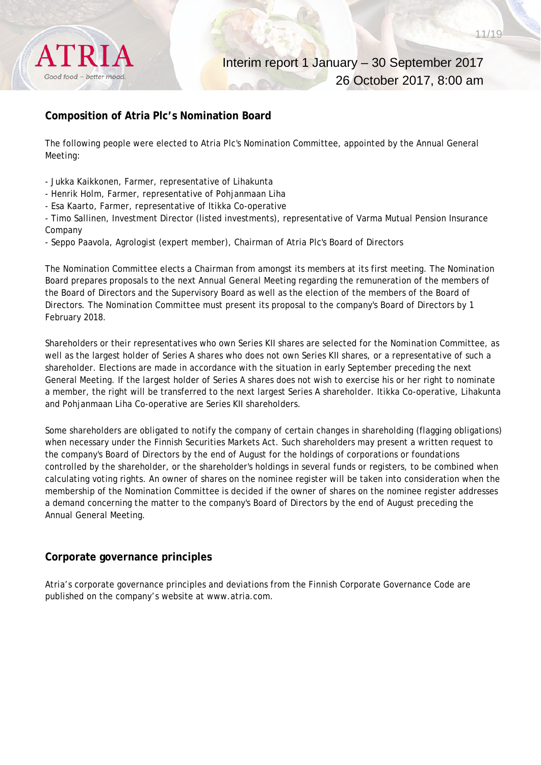## Composition of Atria Plc's Nomination Board

The following people were elected to Atria Plc's Nomination Committee, appointed by the Annual General Meeting:

- Jukka Kaikkonen, Farmer, representative of Lihakunta
- Henrik Holm, Farmer, representative of Pohjanmaan Liha
- Esa Kaarto, Farmer, representative of Itikka Co-operative
- Timo Sallinen, Investment Director (listed investments), representative of Varma Mutual Pension Insurance Company
- Seppo Paavola, Agrologist (expert member), Chairman of Atria Plc's Board of Directors

The Nomination Committee elects a Chairman from amongst its members at its first meeting. The Nomination Board prepares proposals to the next Annual General Meeting regarding the remuneration of the members of the Board of Directors and the Supervisory Board as well as the election of the members of the Board of Directors. The Nomination Committee must present its proposal to the company's Board of Directors by 1 February 2018.

Shareholders or their representatives who own Series KII shares are selected for the Nomination Committee, as well as the largest holder of Series A shares who does not own Series KII shares, or a representative of such a shareholder. Elections are made in accordance with the situation in early September preceding the next General Meeting. If the largest holder of Series A shares does not wish to exercise his or her right to nominate a member, the right will be transferred to the next largest Series A shareholder. Itikka Co-operative, Lihakunta and Pohjanmaan Liha Co-operative are Series KII shareholders.

Some shareholders are obligated to notify the company of certain changes in shareholding (flagging obligations) when necessary under the Finnish Securities Markets Act. Such shareholders may present a written request to the company's Board of Directors by the end of August for the holdings of corporations or foundations controlled by the shareholder, or the shareholder's holdings in several funds or registers, to be combined when calculating voting rights. An owner of shares on the nominee register will be taken into consideration when the membership of the Nomination Committee is decided if the owner of shares on the nominee register addresses a demand concerning the matter to the company's Board of Directors by the end of August preceding the Annual General Meeting.

## Corporate governance principles

Atria's corporate governance principles and deviations from the Finnish Corporate Governance Code are published on the company's website at www.atria.com.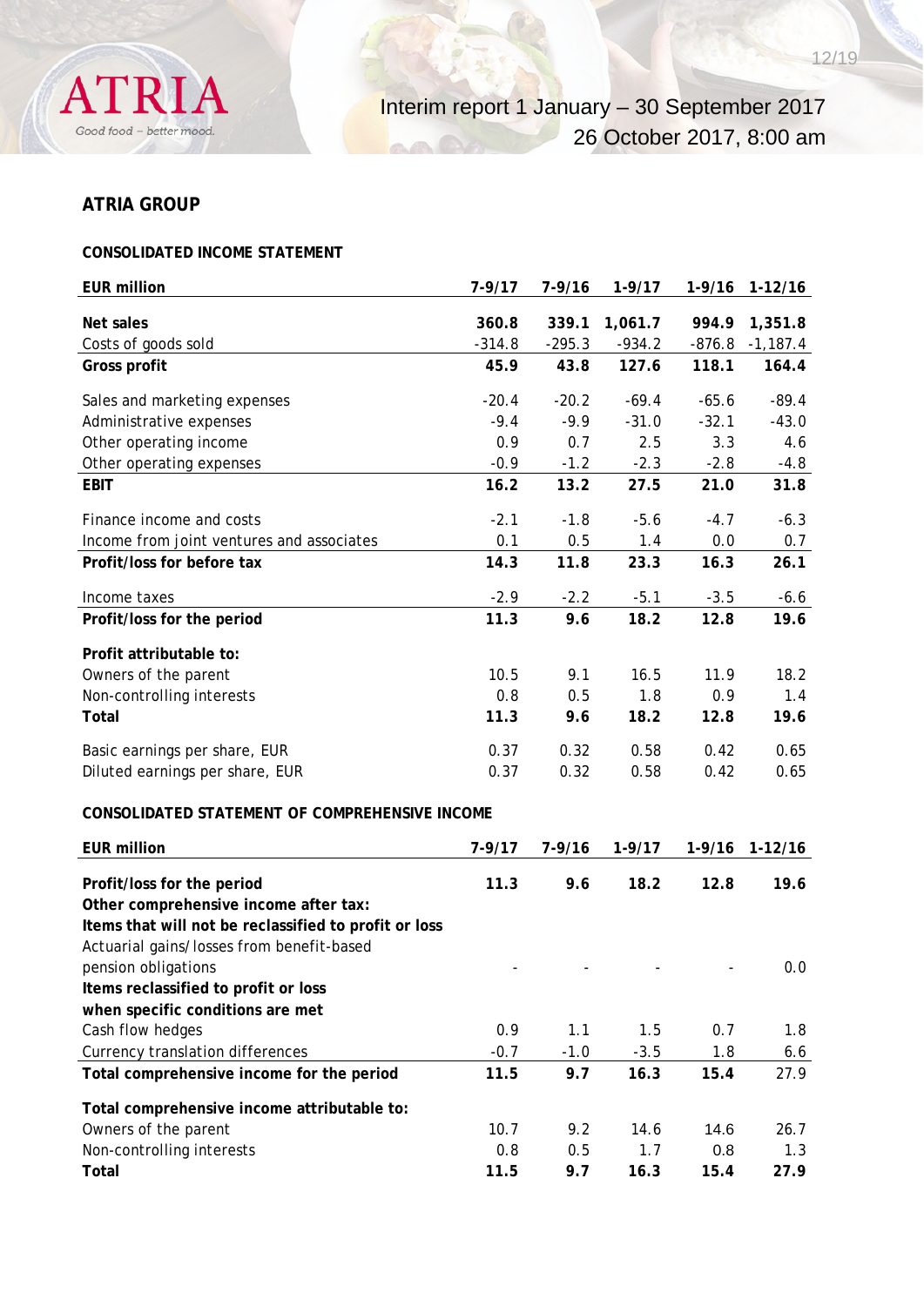## ATRIA GROUP

### CONSOLIDATED INCOME STATEMENT

| EUR million | 7-9/17 | 7-9/16 | 1-9/17 | 1-9/16 | 1-12/16 |
|---|---|---|---|---|---|
| **Net sales** | **360.8** | **339.1** | **1,061.7** | **994.9** | **1,351.8** |
| Costs of goods sold | -314.8 | -295.3 | -934.2 | -876.8 | -1,187.4 |
| **Gross profit** | **45.9** | **43.8** | **127.6** | **118.1** | **164.4** |
| Sales and marketing expenses | -20.4 | -20.2 | -69.4 | -65.6 | -89.4 |
| Administrative expenses | -9.4 | -9.9 | -31.0 | -32.1 | -43.0 |
| Other operating income | 0.9 | 0.7 | 2.5 | 3.3 | 4.6 |
| Other operating expenses | -0.9 | -1.2 | -2.3 | -2.8 | -4.8 |
| **EBIT** | **16.2** | **13.2** | **27.5** | **21.0** | **31.8** |
| Finance income and costs | -2.1 | -1.8 | -5.6 | -4.7 | -6.3 |
| Income from joint ventures and associates | 0.1 | 0.5 | 1.4 | 0.0 | 0.7 |
| **Profit/loss for before tax** | **14.3** | **11.8** | **23.3** | **16.3** | **26.1** |
| Income taxes | -2.9 | -2.2 | -5.1 | -3.5 | -6.6 |
| **Profit/loss for the period** | **11.3** | **9.6** | **18.2** | **12.8** | **19.6** |
| **Profit attributable to:** | | | | | |
| Owners of the parent | 10.5 | 9.1 | 16.5 | 11.9 | 18.2 |
| Non-controlling interests | 0.8 | 0.5 | 1.8 | 0.9 | 1.4 |
| **Total** | **11.3** | **9.6** | **18.2** | **12.8** | **19.6** |
| Basic earnings per share, EUR | 0.37 | 0.32 | 0.58 | 0.42 | 0.65 |
| Diluted earnings per share, EUR | 0.37 | 0.32 | 0.58 | 0.42 | 0.65 |

### CONSOLIDATED STATEMENT OF COMPREHENSIVE INCOME

| EUR million | 7-9/17 | 7-9/16 | 1-9/17 | 1-9/16 | 1-12/16 |
|---|---|---|---|---|---|
| **Profit/loss for the period** | **11.3** | **9.6** | **18.2** | **12.8** | **19.6** |
| **Other comprehensive income after tax:** | | | | | |
| **Items that will not be reclassified to profit or loss** | | | | | |
| Actuarial gains/losses from benefit-based pension obligations | - | - | - | - | 0.0 |
| **Items reclassified to profit or loss when specific conditions are met** | | | | | |
| Cash flow hedges | 0.9 | 1.1 | 1.5 | 0.7 | 1.8 |
| Currency translation differences | -0.7 | -1.0 | -3.5 | 1.8 | 6.6 |
| **Total comprehensive income for the period** | **11.5** | **9.7** | **16.3** | **15.4** | 27.9 |
| **Total comprehensive income attributable to:** | | | | | |
| Owners of the parent | 10.7 | 9.2 | 14.6 | 14.6 | 26.7 |
| Non-controlling interests | 0.8 | 0.5 | 1.7 | 0.8 | 1.3 |
| **Total** | **11.5** | **9.7** | **16.3** | **15.4** | **27.9** |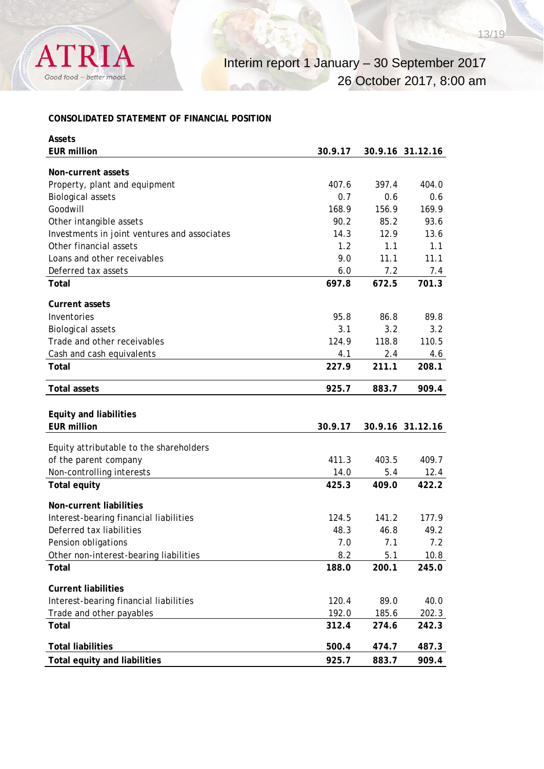**CONSOLIDATED STATEMENT OF FINANCIAL POSITION**

| **Assets**<br>**EUR million** | **30.9.17** | **30.9.16** | **31.12.16** |
|---|---|---|---|
| **Non-current assets** | | | |
| Property, plant and equipment | 407.6 | 397.4 | 404.0 |
| Biological assets | 0.7 | 0.6 | 0.6 |
| Goodwill | 168.9 | 156.9 | 169.9 |
| Other intangible assets | 90.2 | 85.2 | 93.6 |
| Investments in joint ventures and associates | 14.3 | 12.9 | 13.6 |
| Other financial assets | 1.2 | 1.1 | 1.1 |
| Loans and other receivables | 9.0 | 11.1 | 11.1 |
| Deferred tax assets | 6.0 | 7.2 | 7.4 |
| **Total** | **697.8** | **672.5** | **701.3** |
| **Current assets** | | | |
| Inventories | 95.8 | 86.8 | 89.8 |
| Biological assets | 3.1 | 3.2 | 3.2 |
| Trade and other receivables | 124.9 | 118.8 | 110.5 |
| Cash and cash equivalents | 4.1 | 2.4 | 4.6 |
| **Total** | **227.9** | **211.1** | **208.1** |
| **Total assets** | **925.7** | **883.7** | **909.4** |

| **Equity and liabilities**<br>**EUR million** | **30.9.17** | **30.9.16** | **31.12.16** |
|---|---|---|---|
| Equity attributable to the shareholders of the parent company | 411.3 | 403.5 | 409.7 |
| Non-controlling interests | 14.0 | 5.4 | 12.4 |
| **Total equity** | **425.3** | **409.0** | **422.2** |
| **Non-current liabilities** | | | |
| Interest-bearing financial liabilities | 124.5 | 141.2 | 177.9 |
| Deferred tax liabilities | 48.3 | 46.8 | 49.2 |
| Pension obligations | 7.0 | 7.1 | 7.2 |
| Other non-interest-bearing liabilities | 8.2 | 5.1 | 10.8 |
| **Total** | **188.0** | **200.1** | **245.0** |
| **Current liabilities** | | | |
| Interest-bearing financial liabilities | 120.4 | 89.0 | 40.0 |
| Trade and other payables | 192.0 | 185.6 | 202.3 |
| **Total** | **312.4** | **274.6** | **242.3** |
| **Total liabilities** | **500.4** | **474.7** | **487.3** |
| **Total equity and liabilities** | **925.7** | **883.7** | **909.4** |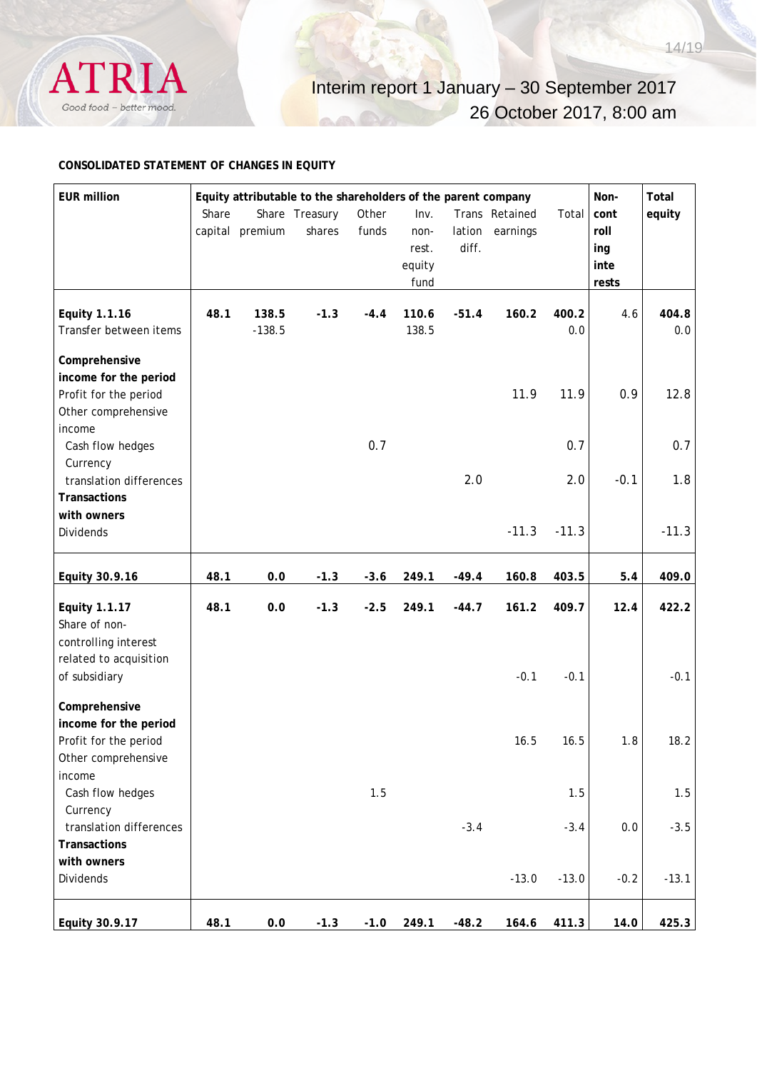**CONSOLIDATED STATEMENT OF CHANGES IN EQUITY**

| EUR million | Equity attributable to the shareholders of the parent company | | | | | | | | Non-controlling interests | Total equity |
|---|---|---|---|---|---|---|---|---|---|---|
| | Share capital | Share premium | Treasury shares | Other funds | Inv. non-rest. equity fund | Translation diff. | Retained earnings | Total | | |
| **Equity 1.1.16** | **48.1** | **138.5** | **-1.3** | **-4.4** | **110.6** | **-51.4** | **160.2** | **400.2** | 4.6 | **404.8** |
| Transfer between items | | -138.5 | | | 138.5 | | | 0.0 | | 0.0 |
| **Comprehensive income for the period** | | | | | | | | | | |
| Profit for the period | | | | | | | 11.9 | 11.9 | 0.9 | 12.8 |
| Other comprehensive income | | | | | | | | | | |
| Cash flow hedges | | | | 0.7 | | | | 0.7 | | 0.7 |
| Currency translation differences | | | | | | 2.0 | | 2.0 | -0.1 | 1.8 |
| **Transactions with owners** | | | | | | | | | | |
| Dividends | | | | | | | -11.3 | -11.3 | | -11.3 |
| **Equity 30.9.16** | **48.1** | **0.0** | **-1.3** | **-3.6** | **249.1** | **-49.4** | **160.8** | **403.5** | **5.4** | **409.0** |
| **Equity 1.1.17** | **48.1** | **0.0** | **-1.3** | **-2.5** | **249.1** | **-44.7** | **161.2** | **409.7** | **12.4** | **422.2** |
| Share of non-controlling interest related to acquisition of subsidiary | | | | | | | -0.1 | -0.1 | | -0.1 |
| **Comprehensive income for the period** | | | | | | | | | | |
| Profit for the period | | | | | | | 16.5 | 16.5 | 1.8 | 18.2 |
| Other comprehensive income | | | | | | | | | | |
| Cash flow hedges | | | | 1.5 | | | | 1.5 | | 1.5 |
| Currency translation differences | | | | | | -3.4 | | -3.4 | 0.0 | -3.5 |
| **Transactions with owners** | | | | | | | | | | |
| Dividends | | | | | | | -13.0 | -13.0 | -0.2 | -13.1 |
| **Equity 30.9.17** | **48.1** | **0.0** | **-1.3** | **-1.0** | **249.1** | **-48.2** | **164.6** | **411.3** | **14.0** | **425.3** |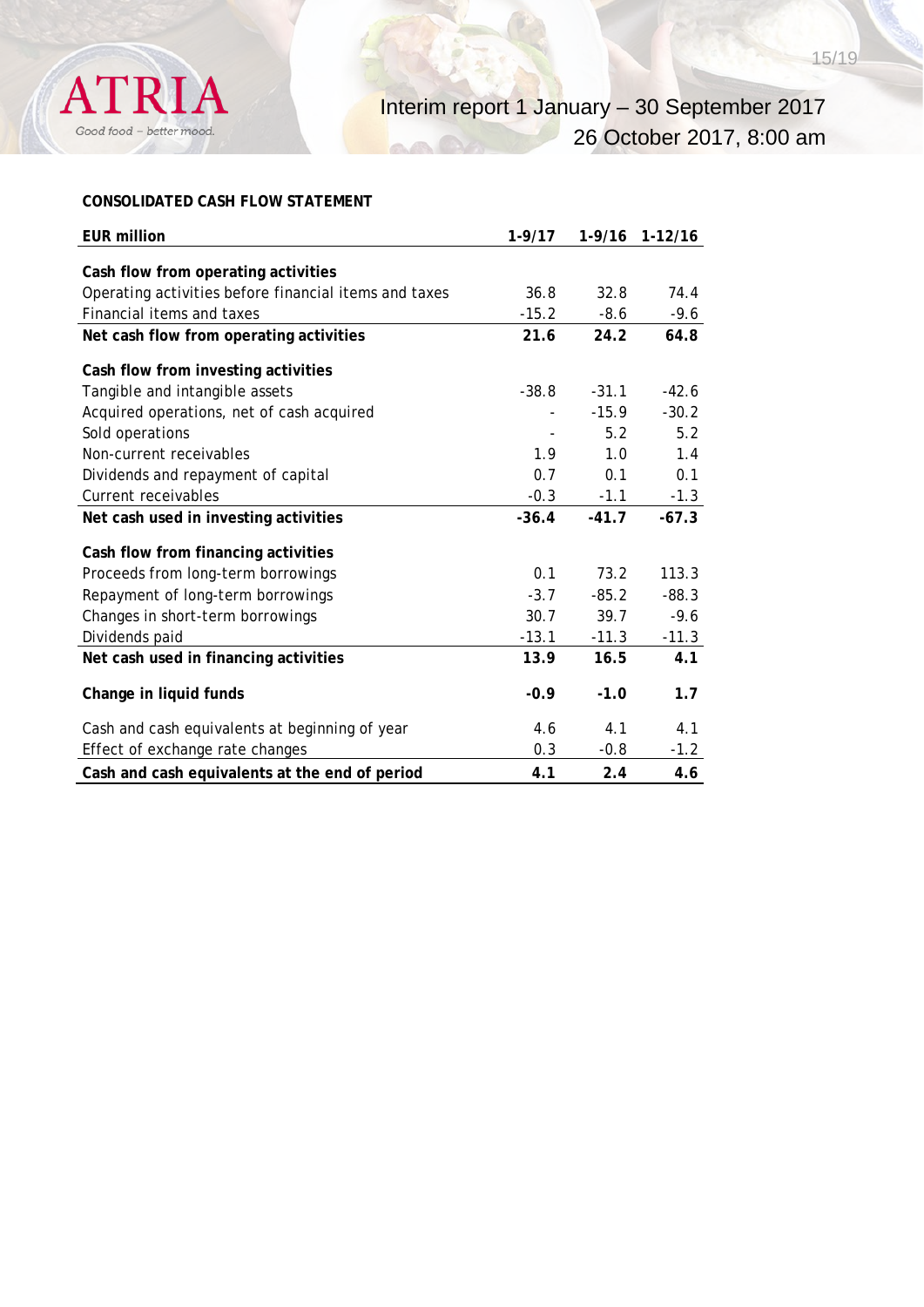**CONSOLIDATED CASH FLOW STATEMENT**

| EUR million | 1-9/17 | 1-9/16 | 1-12/16 |
|---|---|---|---|
| **Cash flow from operating activities** | | | |
| Operating activities before financial items and taxes | 36.8 | 32.8 | 74.4 |
| Financial items and taxes | -15.2 | -8.6 | -9.6 |
| **Net cash flow from operating activities** | **21.6** | **24.2** | **64.8** |
| **Cash flow from investing activities** | | | |
| Tangible and intangible assets | -38.8 | -31.1 | -42.6 |
| Acquired operations, net of cash acquired | - | -15.9 | -30.2 |
| Sold operations | - | 5.2 | 5.2 |
| Non-current receivables | 1.9 | 1.0 | 1.4 |
| Dividends and repayment of capital | 0.7 | 0.1 | 0.1 |
| Current receivables | -0.3 | -1.1 | -1.3 |
| **Net cash used in investing activities** | **-36.4** | **-41.7** | **-67.3** |
| **Cash flow from financing activities** | | | |
| Proceeds from long-term borrowings | 0.1 | 73.2 | 113.3 |
| Repayment of long-term borrowings | -3.7 | -85.2 | -88.3 |
| Changes in short-term borrowings | 30.7 | 39.7 | -9.6 |
| Dividends paid | -13.1 | -11.3 | -11.3 |
| **Net cash used in financing activities** | **13.9** | **16.5** | **4.1** |
| **Change in liquid funds** | **-0.9** | **-1.0** | **1.7** |
| Cash and cash equivalents at beginning of year | 4.6 | 4.1 | 4.1 |
| Effect of exchange rate changes | 0.3 | -0.8 | -1.2 |
| **Cash and cash equivalents at the end of period** | **4.1** | **2.4** | **4.6** |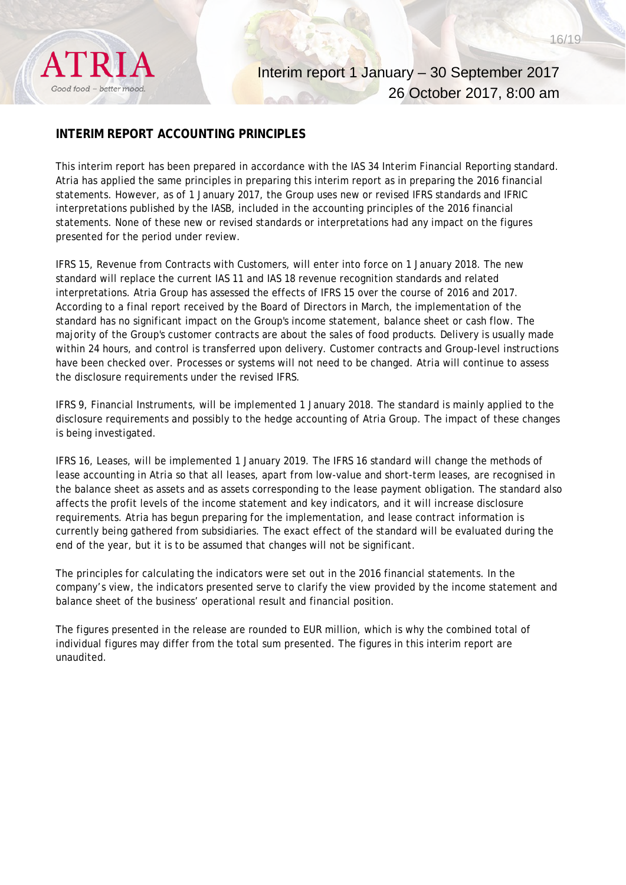## INTERIM REPORT ACCOUNTING PRINCIPLES

This interim report has been prepared in accordance with the IAS 34 Interim Financial Reporting standard. Atria has applied the same principles in preparing this interim report as in preparing the 2016 financial statements. However, as of 1 January 2017, the Group uses new or revised IFRS standards and IFRIC interpretations published by the IASB, included in the accounting principles of the 2016 financial statements. None of these new or revised standards or interpretations had any impact on the figures presented for the period under review.

IFRS 15, Revenue from Contracts with Customers, will enter into force on 1 January 2018. The new standard will replace the current IAS 11 and IAS 18 revenue recognition standards and related interpretations. Atria Group has assessed the effects of IFRS 15 over the course of 2016 and 2017. According to a final report received by the Board of Directors in March, the implementation of the standard has no significant impact on the Group's income statement, balance sheet or cash flow. The majority of the Group's customer contracts are about the sales of food products. Delivery is usually made within 24 hours, and control is transferred upon delivery. Customer contracts and Group-level instructions have been checked over. Processes or systems will not need to be changed. Atria will continue to assess the disclosure requirements under the revised IFRS.

IFRS 9, Financial Instruments, will be implemented 1 January 2018. The standard is mainly applied to the disclosure requirements and possibly to the hedge accounting of Atria Group. The impact of these changes is being investigated.

IFRS 16, Leases, will be implemented 1 January 2019. The IFRS 16 standard will change the methods of lease accounting in Atria so that all leases, apart from low-value and short-term leases, are recognised in the balance sheet as assets and as assets corresponding to the lease payment obligation. The standard also affects the profit levels of the income statement and key indicators, and it will increase disclosure requirements. Atria has begun preparing for the implementation, and lease contract information is currently being gathered from subsidiaries. The exact effect of the standard will be evaluated during the end of the year, but it is to be assumed that changes will not be significant.

The principles for calculating the indicators were set out in the 2016 financial statements. In the company's view, the indicators presented serve to clarify the view provided by the income statement and balance sheet of the business' operational result and financial position.

The figures presented in the release are rounded to EUR million, which is why the combined total of individual figures may differ from the total sum presented. The figures in this interim report are unaudited.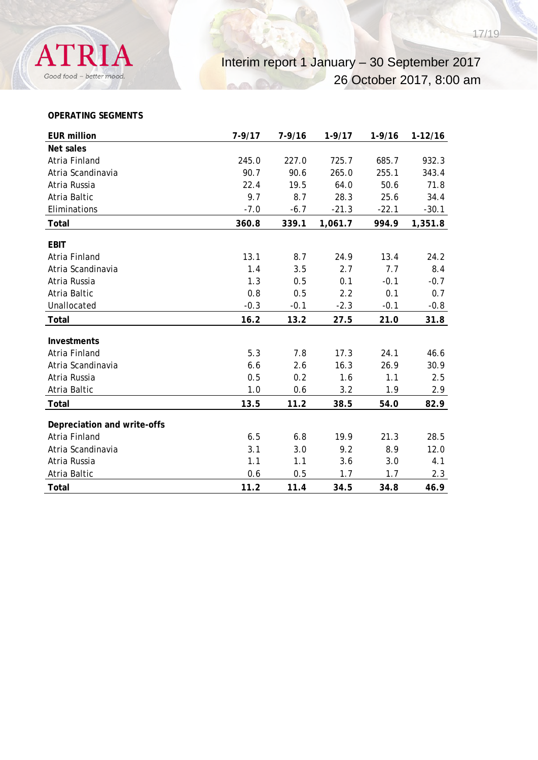**OPERATING SEGMENTS**

| EUR million | 7-9/17 | 7-9/16 | 1-9/17 | 1-9/16 | 1-12/16 |
|---|---|---|---|---|---|
| **Net sales** | | | | | |
| Atria Finland | 245.0 | 227.0 | 725.7 | 685.7 | 932.3 |
| Atria Scandinavia | 90.7 | 90.6 | 265.0 | 255.1 | 343.4 |
| Atria Russia | 22.4 | 19.5 | 64.0 | 50.6 | 71.8 |
| Atria Baltic | 9.7 | 8.7 | 28.3 | 25.6 | 34.4 |
| Eliminations | -7.0 | -6.7 | -21.3 | -22.1 | -30.1 |
| **Total** | **360.8** | **339.1** | **1,061.7** | **994.9** | **1,351.8** |
| | | | | | |
| **EBIT** | | | | | |
| Atria Finland | 13.1 | 8.7 | 24.9 | 13.4 | 24.2 |
| Atria Scandinavia | 1.4 | 3.5 | 2.7 | 7.7 | 8.4 |
| Atria Russia | 1.3 | 0.5 | 0.1 | -0.1 | -0.7 |
| Atria Baltic | 0.8 | 0.5 | 2.2 | 0.1 | 0.7 |
| Unallocated | -0.3 | -0.1 | -2.3 | -0.1 | -0.8 |
| **Total** | **16.2** | **13.2** | **27.5** | **21.0** | **31.8** |
| | | | | | |
| **Investments** | | | | | |
| Atria Finland | 5.3 | 7.8 | 17.3 | 24.1 | 46.6 |
| Atria Scandinavia | 6.6 | 2.6 | 16.3 | 26.9 | 30.9 |
| Atria Russia | 0.5 | 0.2 | 1.6 | 1.1 | 2.5 |
| Atria Baltic | 1.0 | 0.6 | 3.2 | 1.9 | 2.9 |
| **Total** | **13.5** | **11.2** | **38.5** | **54.0** | **82.9** |
| | | | | | |
| **Depreciation and write-offs** | | | | | |
| Atria Finland | 6.5 | 6.8 | 19.9 | 21.3 | 28.5 |
| Atria Scandinavia | 3.1 | 3.0 | 9.2 | 8.9 | 12.0 |
| Atria Russia | 1.1 | 1.1 | 3.6 | 3.0 | 4.1 |
| Atria Baltic | 0.6 | 0.5 | 1.7 | 1.7 | 2.3 |
| **Total** | **11.2** | **11.4** | **34.5** | **34.8** | **46.9** |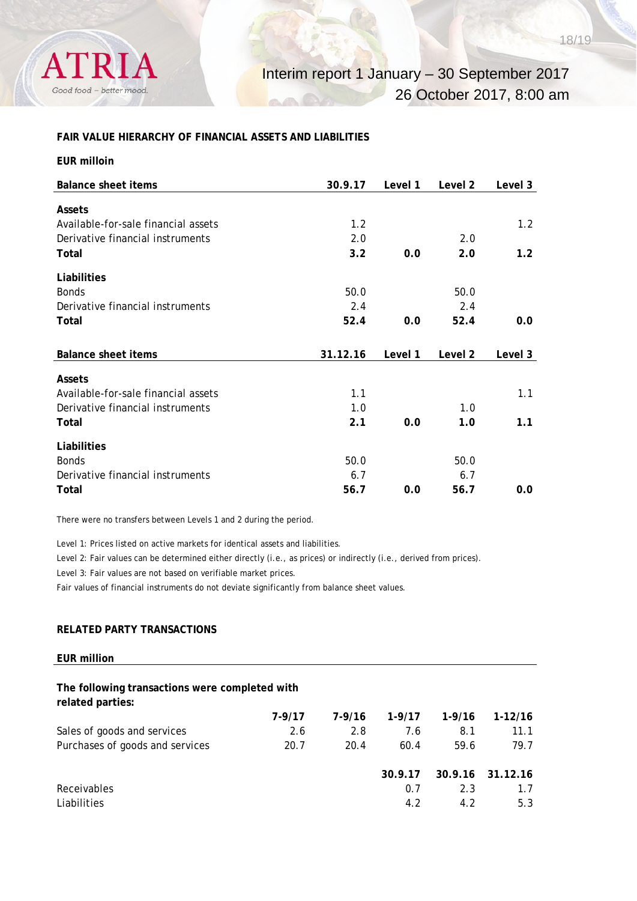**FAIR VALUE HIERARCHY OF FINANCIAL ASSETS AND LIABILITIES**

**EUR milloin**

| Balance sheet items | 30.9.17 | Level 1 | Level 2 | Level 3 |
|---|---|---|---|---|
| **Assets** | | | | |
| Available-for-sale financial assets | 1.2 | | | 1.2 |
| Derivative financial instruments | 2.0 | | 2.0 | |
| **Total** | **3.2** | **0.0** | **2.0** | **1.2** |
| **Liabilities** | | | | |
| Bonds | 50.0 | | 50.0 | |
| Derivative financial instruments | 2.4 | | 2.4 | |
| **Total** | **52.4** | **0.0** | **52.4** | **0.0** |

| Balance sheet items | 31.12.16 | Level 1 | Level 2 | Level 3 |
|---|---|---|---|---|
| **Assets** | | | | |
| Available-for-sale financial assets | 1.1 | | | 1.1 |
| Derivative financial instruments | 1.0 | | 1.0 | |
| **Total** | **2.1** | **0.0** | **1.0** | **1.1** |
| **Liabilities** | | | | |
| Bonds | 50.0 | | 50.0 | |
| Derivative financial instruments | 6.7 | | 6.7 | |
| **Total** | **56.7** | **0.0** | **56.7** | **0.0** |

There were no transfers between Levels 1 and 2 during the period.

Level 1: Prices listed on active markets for identical assets and liabilities.

Level 2: Fair values can be determined either directly (i.e., as prices) or indirectly (i.e., derived from prices).

Level 3: Fair values are not based on verifiable market prices.

Fair values of financial instruments do not deviate significantly from balance sheet values.

**RELATED PARTY TRANSACTIONS**

**EUR million**

**The following transactions were completed with related parties:**

| | 7-9/17 | 7-9/16 | 1-9/17 | 1-9/16 | 1-12/16 |
|---|---|---|---|---|---|
| Sales of goods and services | 2.6 | 2.8 | 7.6 | 8.1 | 11.1 |
| Purchases of goods and services | 20.7 | 20.4 | 60.4 | 59.6 | 79.7 |

| | 30.9.17 | 30.9.16 | 31.12.16 |
|---|---|---|---|
| Receivables | 0.7 | 2.3 | 1.7 |
| Liabilities | 4.2 | 4.2 | 5.3 |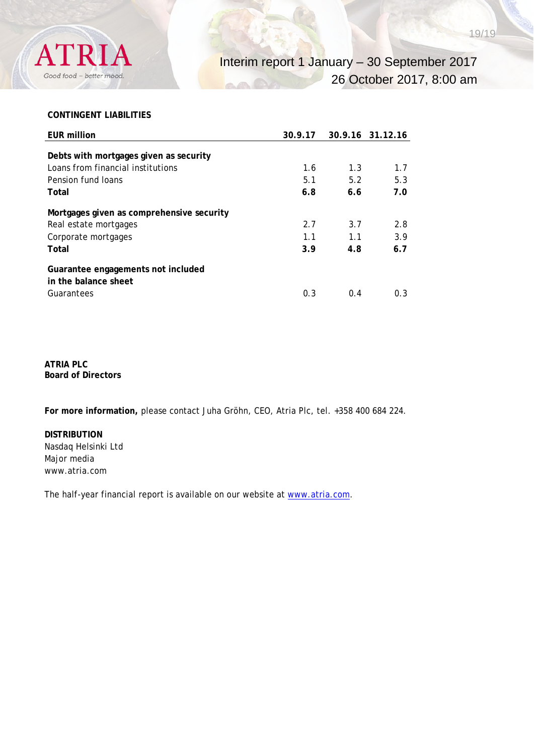**CONTINGENT LIABILITIES**

| EUR million | 30.9.17 | 30.9.16 | 31.12.16 |
|---|---|---|---|
| **Debts with mortgages given as security** | | | |
| Loans from financial institutions | 1.6 | 1.3 | 1.7 |
| Pension fund loans | 5.1 | 5.2 | 5.3 |
| **Total** | **6.8** | **6.6** | **7.0** |
| **Mortgages given as comprehensive security** | | | |
| Real estate mortgages | 2.7 | 3.7 | 2.8 |
| Corporate mortgages | 1.1 | 1.1 | 3.9 |
| **Total** | **3.9** | **4.8** | **6.7** |
| **Guarantee engagements not included in the balance sheet** | | | |
| Guarantees | 0.3 | 0.4 | 0.3 |

**ATRIA PLC**
**Board of Directors**

**For more information,** please contact Juha Gröhn, CEO, Atria Plc, tel. +358 400 684 224.

**DISTRIBUTION**
Nasdaq Helsinki Ltd
Major media
www.atria.com

The half-year financial report is available on our website at [www.atria.com](http://www.atria.com).